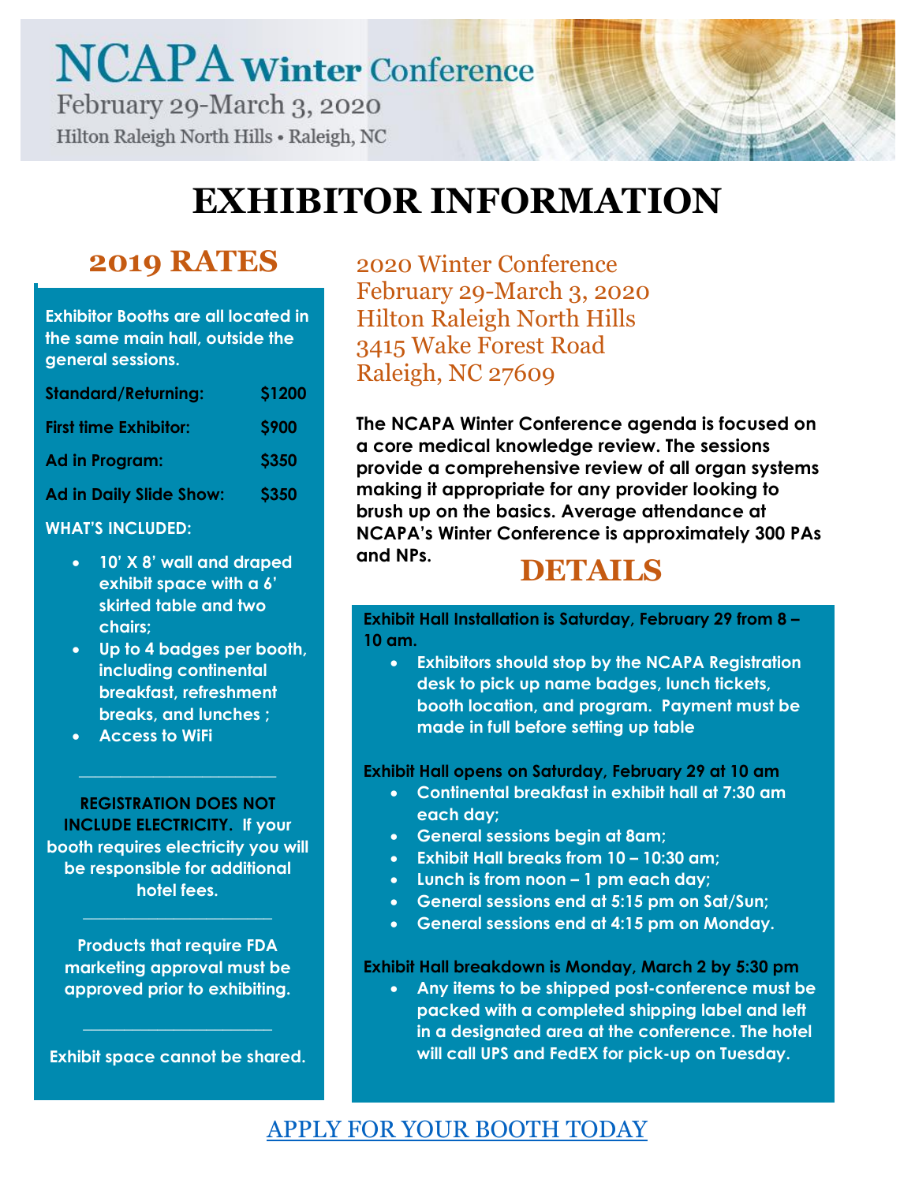# NCAPA Winter Conference

February 29-March 3, 2020

Hilton Raleigh North Hills • Raleigh, NC

# EXHIBITOR INFORMATION

## 2019 RATES

**Exhibitor Booths are all located in the same main hall, outside the general sessions.**

| | |
|---|---|
| **Standard/Returning:** | **$1200** |
| **First time Exhibitor:** | **$900** |
| **Ad in Program:** | **$350** |
| **Ad in Daily Slide Show:** | **$350** |

**WHAT'S INCLUDED:**

- 10' X 8' wall and draped exhibit space with a 6' skirted table and two chairs;
- Up to 4 badges per booth, including continental breakfast, refreshment breaks, and lunches ;
- Access to WiFi

---

**REGISTRATION DOES NOT INCLUDE ELECTRICITY.** If your booth requires electricity you will be responsible for additional hotel fees.

---

Products that require FDA marketing approval must be approved prior to exhibiting.

---

Exhibit space cannot be shared.

2020 Winter Conference
February 29-March 3, 2020
Hilton Raleigh North Hills
3415 Wake Forest Road
Raleigh, NC 27609

**The NCAPA Winter Conference agenda is focused on a core medical knowledge review. The sessions provide a comprehensive review of all organ systems making it appropriate for any provider looking to brush up on the basics. Average attendance at NCAPA's Winter Conference is approximately 300 PAs and NPs.**

## DETAILS

**Exhibit Hall Installation is Saturday, February 29 from 8 – 10 am.**

- Exhibitors should stop by the NCAPA Registration desk to pick up name badges, lunch tickets, booth location, and program. Payment must be made in full before setting up table

**Exhibit Hall opens on Saturday, February 29 at 10 am**

- Continental breakfast in exhibit hall at 7:30 am each day;
- General sessions begin at 8am;
- Exhibit Hall breaks from 10 – 10:30 am;
- Lunch is from noon – 1 pm each day;
- General sessions end at 5:15 pm on Sat/Sun;
- General sessions end at 4:15 pm on Monday.

**Exhibit Hall breakdown is Monday, March 2 by 5:30 pm**

- Any items to be shipped post-conference must be packed with a completed shipping label and left in a designated area at the conference. The hotel will call UPS and FedEX for pick-up on Tuesday.

APPLY FOR YOUR BOOTH TODAY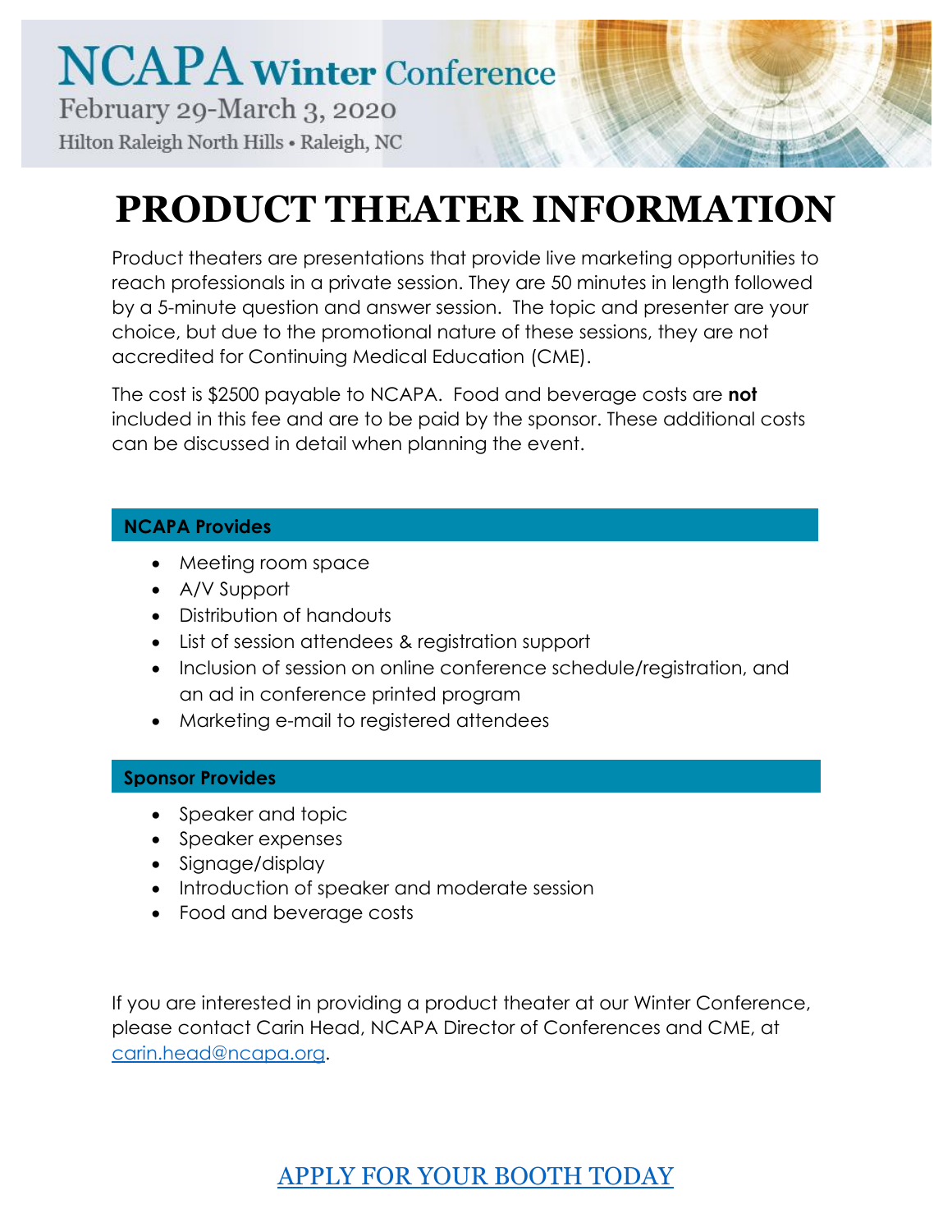# NCAPA Winter Conference

February 29-March 3, 2020

Hilton Raleigh North Hills • Raleigh, NC

# PRODUCT THEATER INFORMATION

Product theaters are presentations that provide live marketing opportunities to reach professionals in a private session. They are 50 minutes in length followed by a 5-minute question and answer session. The topic and presenter are your choice, but due to the promotional nature of these sessions, they are not accredited for Continuing Medical Education (CME).

The cost is $2500 payable to NCAPA. Food and beverage costs are **not** included in this fee and are to be paid by the sponsor. These additional costs can be discussed in detail when planning the event.

## NCAPA Provides

- Meeting room space
- A/V Support
- Distribution of handouts
- List of session attendees & registration support
- Inclusion of session on online conference schedule/registration, and an ad in conference printed program
- Marketing e-mail to registered attendees

## Sponsor Provides

- Speaker and topic
- Speaker expenses
- Signage/display
- Introduction of speaker and moderate session
- Food and beverage costs

If you are interested in providing a product theater at our Winter Conference, please contact Carin Head, NCAPA Director of Conferences and CME, at carin.head@ncapa.org.

APPLY FOR YOUR BOOTH TODAY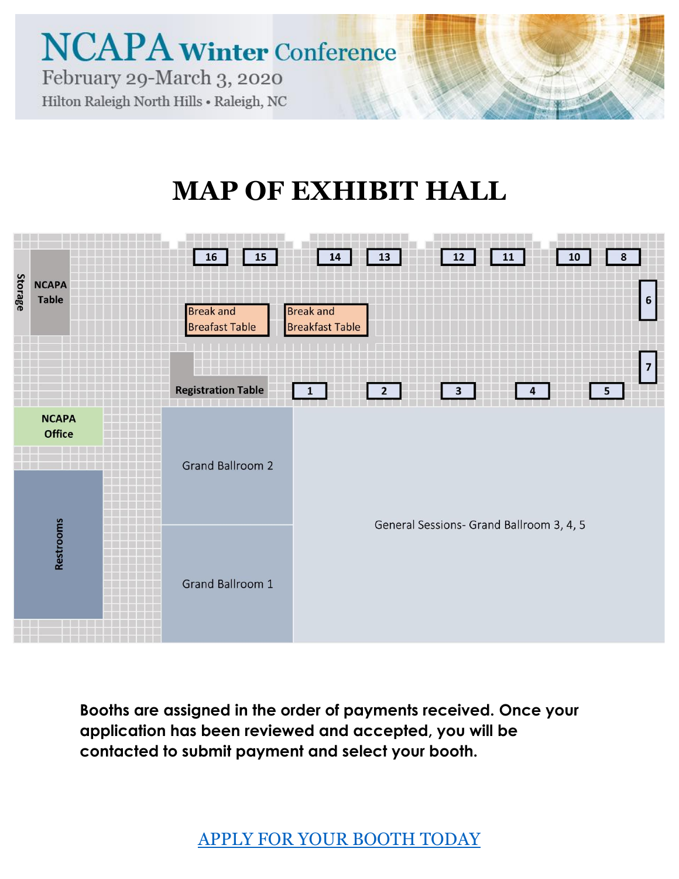# NCAPA Winter Conference

February 29-March 3, 2020

Hilton Raleigh North Hills • Raleigh, NC

## MAP OF EXHIBIT HALL

Storage

NCAPA Table

16 15 14 13 12 11 10 8

6

Break and Breafast Table

Break and Breakfast Table

7

Registration Table

1 2 3 4 5

NCAPA Office

Grand Ballroom 2

General Sessions- Grand Ballroom 3, 4, 5

Restrooms

Grand Ballroom 1

**Booths are assigned in the order of payments received. Once your application has been reviewed and accepted, you will be contacted to submit payment and select your booth.**

[APPLY FOR YOUR BOOTH TODAY]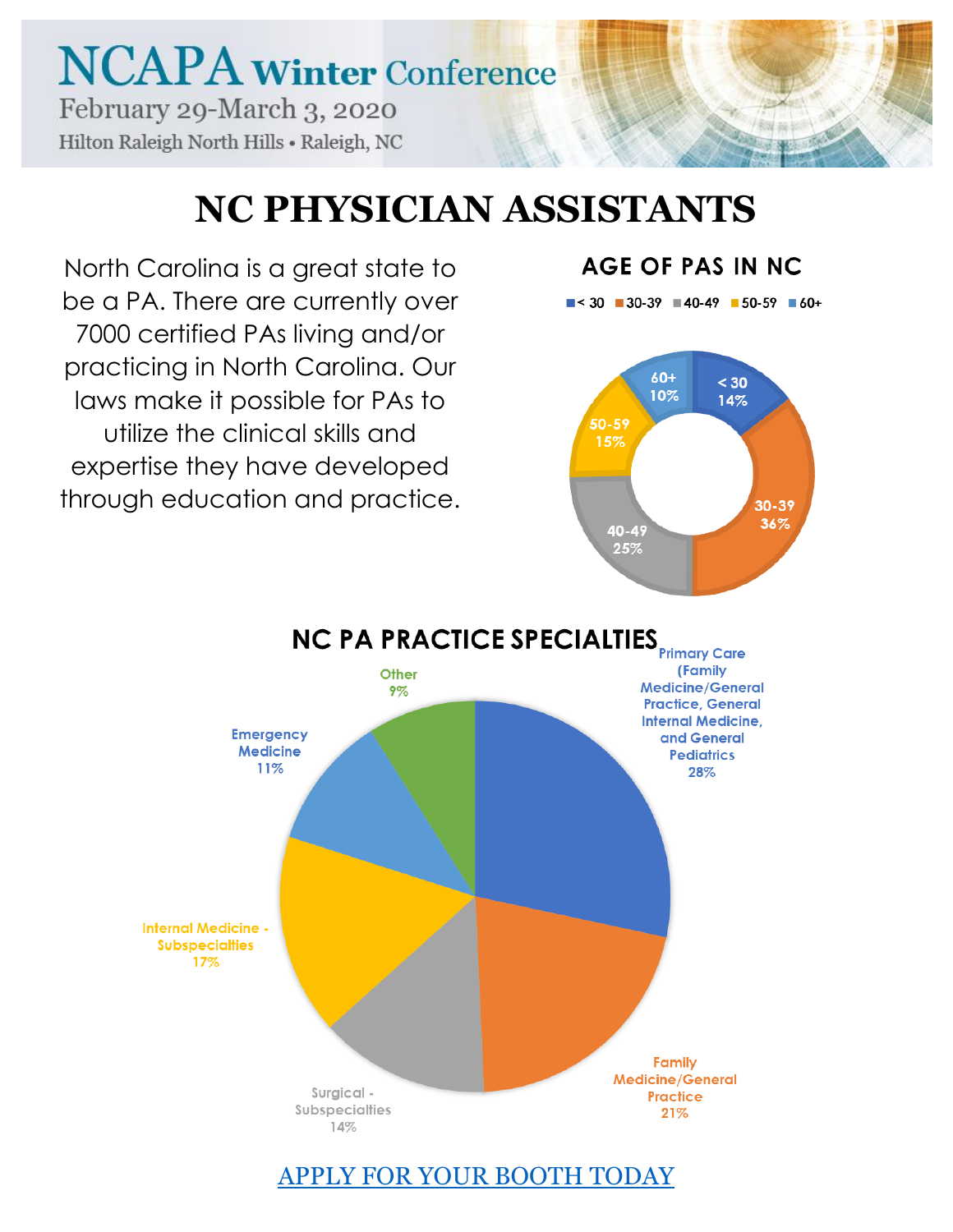NCAPA Winter Conference

February 29-March 3, 2020

Hilton Raleigh North Hills • Raleigh, NC

# NC PHYSICIAN ASSISTANTS

North Carolina is a great state to be a PA. There are currently over 7000 certified PAs living and/or practicing in North Carolina. Our laws make it possible for PAs to utilize the clinical skills and expertise they have developed through education and practice.

## AGE OF PAS IN NC

< 30 | 30-39 | 40-49 | 50-59 | 60+

< 30 14%

30-39 36%

40-49 25%

50-59 15%

60+ 10%

## NC PA PRACTICE SPECIALTIES

Primary Care (Family Medicine/General Practice, General Internal Medicine, and General Pediatrics 28%

Family Medicine/General Practice 21%

Surgical - Subspecialties 14%

Internal Medicine - Subspecialties 17%

Emergency Medicine 11%

Other 9%

[APPLY FOR YOUR BOOTH TODAY]